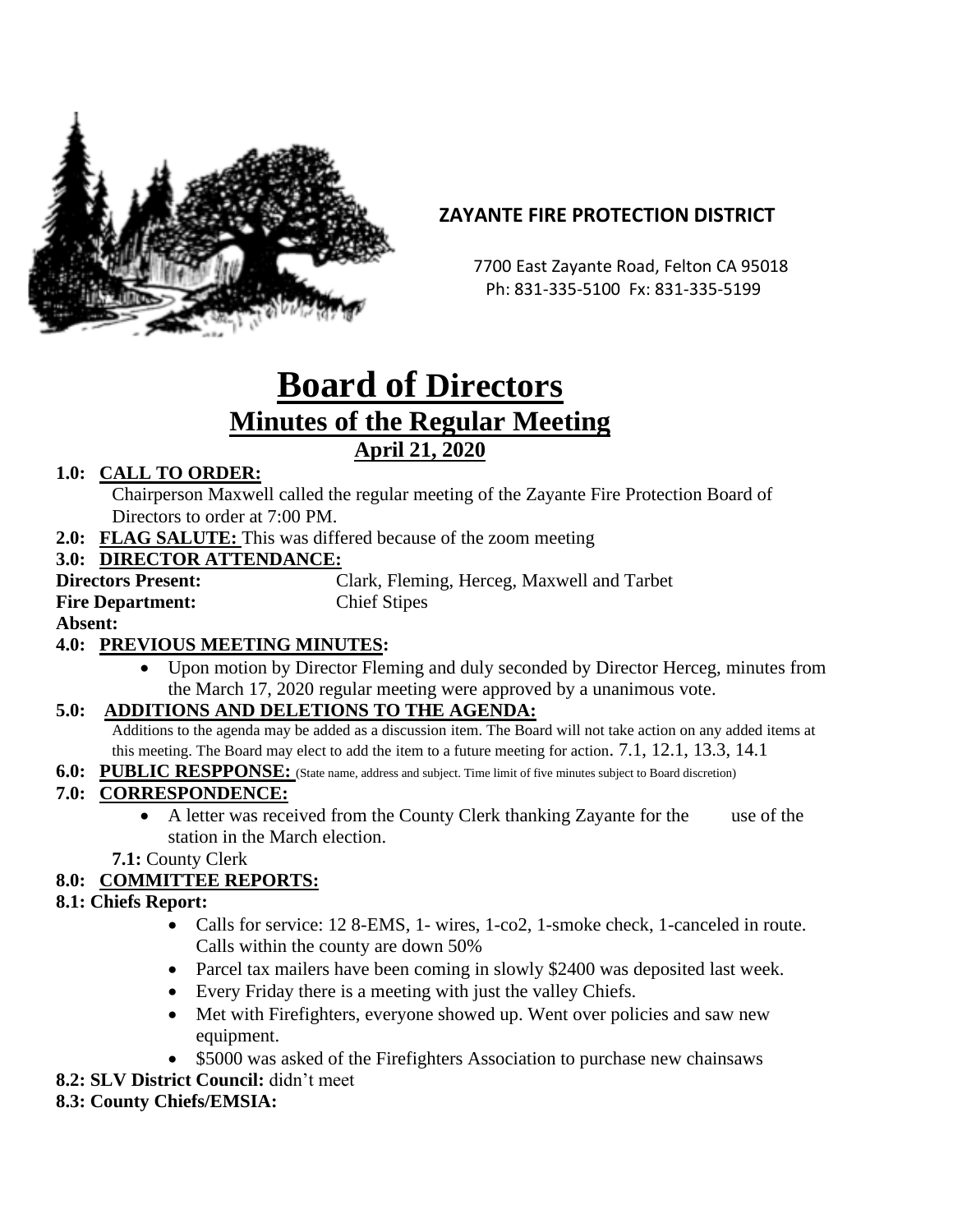**ZAYANTE FIRE PROTECTION DISTRICT**

7700 East Zayante Road, Felton CA 95018
Ph: 831-335-5100 Fx: 831-335-5199

# Board of Directors
## Minutes of the Regular Meeting
### April 21, 2020

**1.0: CALL TO ORDER:**

Chairperson Maxwell called the regular meeting of the Zayante Fire Protection Board of Directors to order at 7:00 PM.

**2.0: FLAG SALUTE:** This was differed because of the zoom meeting

**3.0: DIRECTOR ATTENDANCE:**

**Directors Present:** Clark, Fleming, Herceg, Maxwell and Tarbet

**Fire Department:** Chief Stipes

**Absent:**

**4.0: PREVIOUS MEETING MINUTES:**

- Upon motion by Director Fleming and duly seconded by Director Herceg, minutes from the March 17, 2020 regular meeting were approved by a unanimous vote.

**5.0: ADDITIONS AND DELETIONS TO THE AGENDA:**

Additions to the agenda may be added as a discussion item. The Board will not take action on any added items at this meeting. The Board may elect to add the item to a future meeting for action. 7.1, 12.1, 13.3, 14.1

**6.0: PUBLIC RESPPONSE:** (State name, address and subject. Time limit of five minutes subject to Board discretion)

**7.0: CORRESPONDENCE:**

- A letter was received from the County Clerk thanking Zayante for the use of the station in the March election.

**7.1:** County Clerk

**8.0: COMMITTEE REPORTS:**

**8.1: Chiefs Report:**

- Calls for service: 12 8-EMS, 1- wires, 1-co2, 1-smoke check, 1-canceled in route. Calls within the county are down 50%
- Parcel tax mailers have been coming in slowly $2400 was deposited last week.
- Every Friday there is a meeting with just the valley Chiefs.
- Met with Firefighters, everyone showed up. Went over policies and saw new equipment.
- $5000 was asked of the Firefighters Association to purchase new chainsaws

**8.2: SLV District Council:** didn't meet

**8.3: County Chiefs/EMSIA:**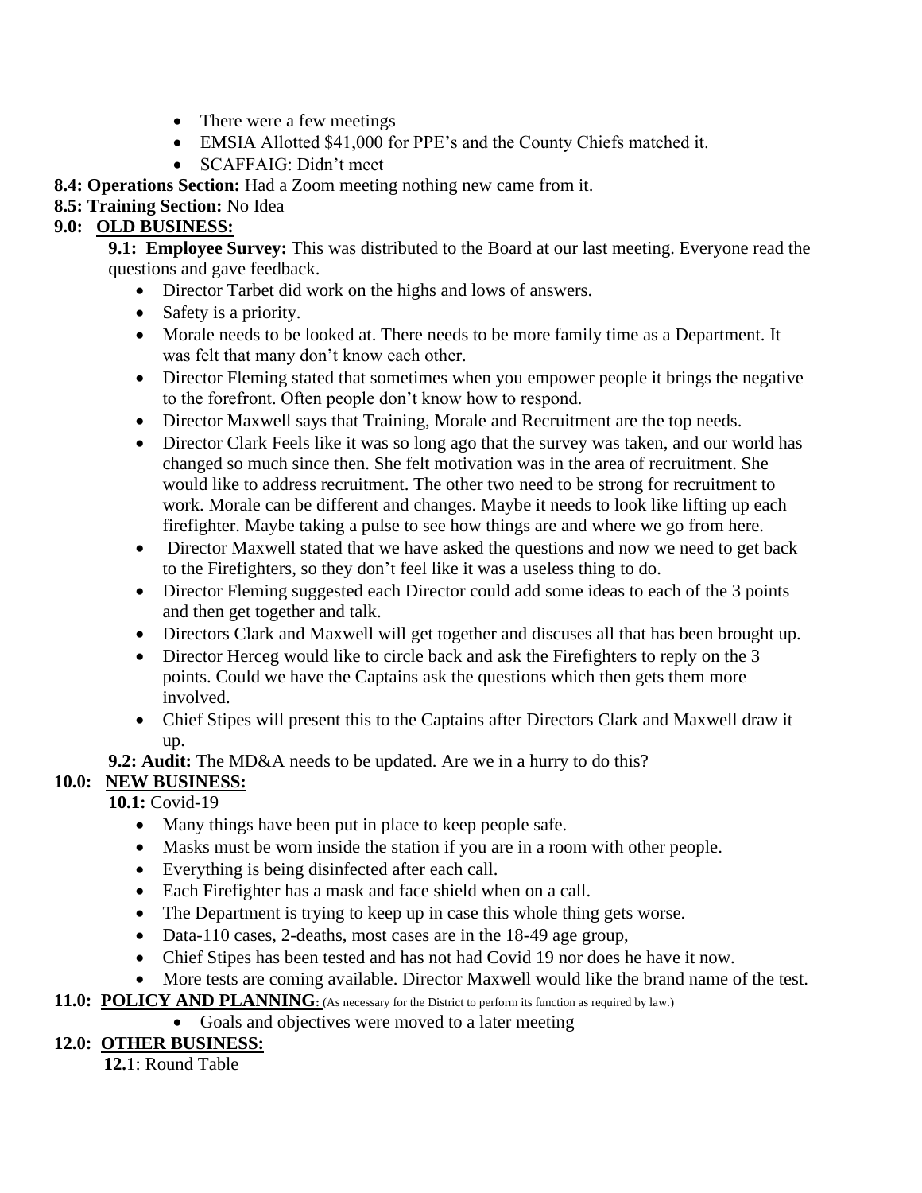- There were a few meetings
- EMSIA Allotted $41,000 for PPE's and the County Chiefs matched it.
- SCAFFAIG: Didn't meet

**8.4: Operations Section:** Had a Zoom meeting nothing new came from it.

**8.5: Training Section:** No Idea

**9.0: OLD BUSINESS:**

**9.1: Employee Survey:** This was distributed to the Board at our last meeting. Everyone read the questions and gave feedback.

- Director Tarbet did work on the highs and lows of answers.
- Safety is a priority.
- Morale needs to be looked at. There needs to be more family time as a Department. It was felt that many don't know each other.
- Director Fleming stated that sometimes when you empower people it brings the negative to the forefront. Often people don't know how to respond.
- Director Maxwell says that Training, Morale and Recruitment are the top needs.
- Director Clark Feels like it was so long ago that the survey was taken, and our world has changed so much since then. She felt motivation was in the area of recruitment. She would like to address recruitment. The other two need to be strong for recruitment to work. Morale can be different and changes. Maybe it needs to look like lifting up each firefighter. Maybe taking a pulse to see how things are and where we go from here.
- Director Maxwell stated that we have asked the questions and now we need to get back to the Firefighters, so they don't feel like it was a useless thing to do.
- Director Fleming suggested each Director could add some ideas to each of the 3 points and then get together and talk.
- Directors Clark and Maxwell will get together and discuses all that has been brought up.
- Director Herceg would like to circle back and ask the Firefighters to reply on the 3 points. Could we have the Captains ask the questions which then gets them more involved.
- Chief Stipes will present this to the Captains after Directors Clark and Maxwell draw it up.

**9.2: Audit:** The MD&A needs to be updated. Are we in a hurry to do this?

**10.0: NEW BUSINESS:**

**10.1:** Covid-19

- Many things have been put in place to keep people safe.
- Masks must be worn inside the station if you are in a room with other people.
- Everything is being disinfected after each call.
- Each Firefighter has a mask and face shield when on a call.
- The Department is trying to keep up in case this whole thing gets worse.
- Data-110 cases, 2-deaths, most cases are in the 18-49 age group,
- Chief Stipes has been tested and has not had Covid 19 nor does he have it now.
- More tests are coming available. Director Maxwell would like the brand name of the test.

**11.0: POLICY AND PLANNING:** (As necessary for the District to perform its function as required by law.)

- Goals and objectives were moved to a later meeting

**12.0: OTHER BUSINESS:**

**12.1:** Round Table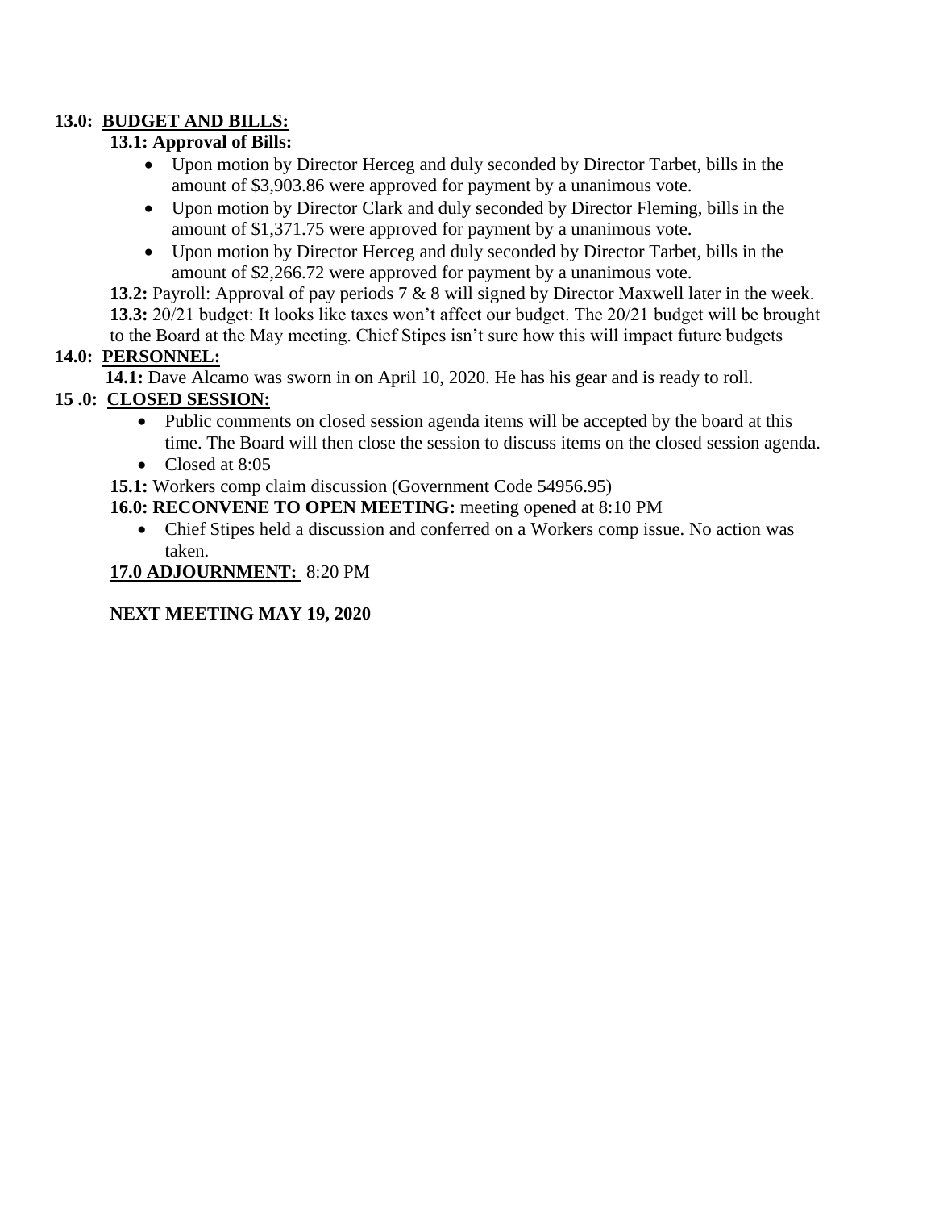**13.0: <u>BUDGET AND BILLS:</u>**

**13.1: Approval of Bills:**

- Upon motion by Director Herceg and duly seconded by Director Tarbet, bills in the amount of $3,903.86 were approved for payment by a unanimous vote.
- Upon motion by Director Clark and duly seconded by Director Fleming, bills in the amount of $1,371.75 were approved for payment by a unanimous vote.
- Upon motion by Director Herceg and duly seconded by Director Tarbet, bills in the amount of $2,266.72 were approved for payment by a unanimous vote.

**13.2:** Payroll: Approval of pay periods 7 & 8 will signed by Director Maxwell later in the week.

**13.3:** 20/21 budget: It looks like taxes won't affect our budget. The 20/21 budget will be brought to the Board at the May meeting. Chief Stipes isn't sure how this will impact future budgets

**14.0: <u>PERSONNEL:</u>**

**14.1:** Dave Alcamo was sworn in on April 10, 2020. He has his gear and is ready to roll.

**15 .0: <u>CLOSED SESSION:</u>**

- Public comments on closed session agenda items will be accepted by the board at this time. The Board will then close the session to discuss items on the closed session agenda.
- Closed at 8:05

**15.1:** Workers comp claim discussion (Government Code 54956.95)

**16.0: RECONVENE TO OPEN MEETING:** meeting opened at 8:10 PM

- Chief Stipes held a discussion and conferred on a Workers comp issue. No action was taken.

**<u>17.0 ADJOURNMENT:</u>** 8:20 PM

**NEXT MEETING MAY 19, 2020**